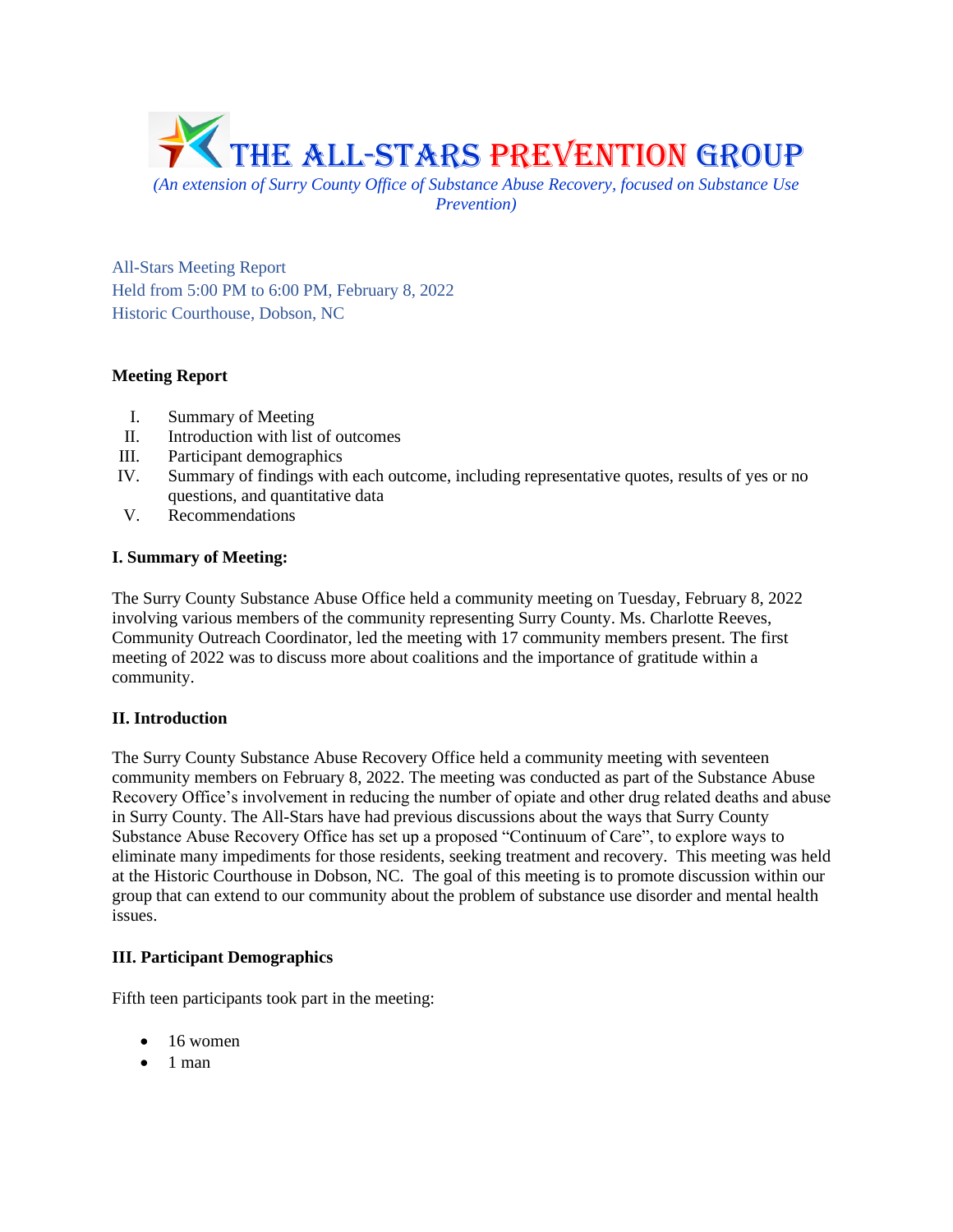# THE ALL-STARS PREVENTION GROUP

*(An extension of Surry County Office of Substance Abuse Recovery, focused on Substance Use Prevention)*

All-Stars Meeting Report
Held from 5:00 PM to 6:00 PM, February 8, 2022
Historic Courthouse, Dobson, NC

**Meeting Report**

I. Summary of Meeting
II. Introduction with list of outcomes
III. Participant demographics
IV. Summary of findings with each outcome, including representative quotes, results of yes or no questions, and quantitative data
V. Recommendations

**I. Summary of Meeting:**

The Surry County Substance Abuse Office held a community meeting on Tuesday, February 8, 2022 involving various members of the community representing Surry County. Ms. Charlotte Reeves, Community Outreach Coordinator, led the meeting with 17 community members present. The first meeting of 2022 was to discuss more about coalitions and the importance of gratitude within a community.

**II. Introduction**

The Surry County Substance Abuse Recovery Office held a community meeting with seventeen community members on February 8, 2022. The meeting was conducted as part of the Substance Abuse Recovery Office's involvement in reducing the number of opiate and other drug related deaths and abuse in Surry County. The All-Stars have had previous discussions about the ways that Surry County Substance Abuse Recovery Office has set up a proposed "Continuum of Care", to explore ways to eliminate many impediments for those residents, seeking treatment and recovery. This meeting was held at the Historic Courthouse in Dobson, NC. The goal of this meeting is to promote discussion within our group that can extend to our community about the problem of substance use disorder and mental health issues.

**III. Participant Demographics**

Fifth teen participants took part in the meeting:

- 16 women
- 1 man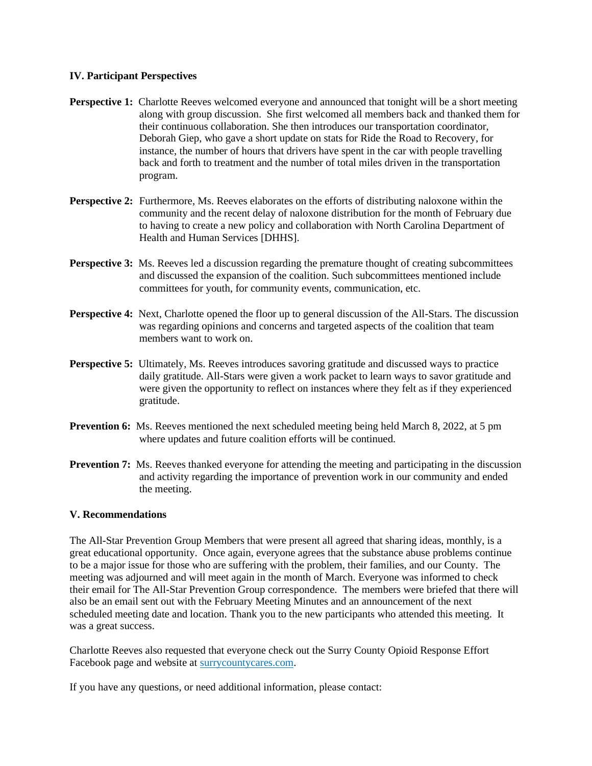### IV. Participant Perspectives

**Perspective 1:** Charlotte Reeves welcomed everyone and announced that tonight will be a short meeting along with group discussion. She first welcomed all members back and thanked them for their continuous collaboration. She then introduces our transportation coordinator, Deborah Giep, who gave a short update on stats for Ride the Road to Recovery, for instance, the number of hours that drivers have spent in the car with people travelling back and forth to treatment and the number of total miles driven in the transportation program.

**Perspective 2:** Furthermore, Ms. Reeves elaborates on the efforts of distributing naloxone within the community and the recent delay of naloxone distribution for the month of February due to having to create a new policy and collaboration with North Carolina Department of Health and Human Services [DHHS].

**Perspective 3:** Ms. Reeves led a discussion regarding the premature thought of creating subcommittees and discussed the expansion of the coalition. Such subcommittees mentioned include committees for youth, for community events, communication, etc.

**Perspective 4:** Next, Charlotte opened the floor up to general discussion of the All-Stars. The discussion was regarding opinions and concerns and targeted aspects of the coalition that team members want to work on.

**Perspective 5:** Ultimately, Ms. Reeves introduces savoring gratitude and discussed ways to practice daily gratitude. All-Stars were given a work packet to learn ways to savor gratitude and were given the opportunity to reflect on instances where they felt as if they experienced gratitude.

**Prevention 6:** Ms. Reeves mentioned the next scheduled meeting being held March 8, 2022, at 5 pm where updates and future coalition efforts will be continued.

**Prevention 7:** Ms. Reeves thanked everyone for attending the meeting and participating in the discussion and activity regarding the importance of prevention work in our community and ended the meeting.

### V. Recommendations

The All-Star Prevention Group Members that were present all agreed that sharing ideas, monthly, is a great educational opportunity. Once again, everyone agrees that the substance abuse problems continue to be a major issue for those who are suffering with the problem, their families, and our County. The meeting was adjourned and will meet again in the month of March. Everyone was informed to check their email for The All-Star Prevention Group correspondence. The members were briefed that there will also be an email sent out with the February Meeting Minutes and an announcement of the next scheduled meeting date and location. Thank you to the new participants who attended this meeting. It was a great success.

Charlotte Reeves also requested that everyone check out the Surry County Opioid Response Effort Facebook page and website at surrycountycares.com.

If you have any questions, or need additional information, please contact: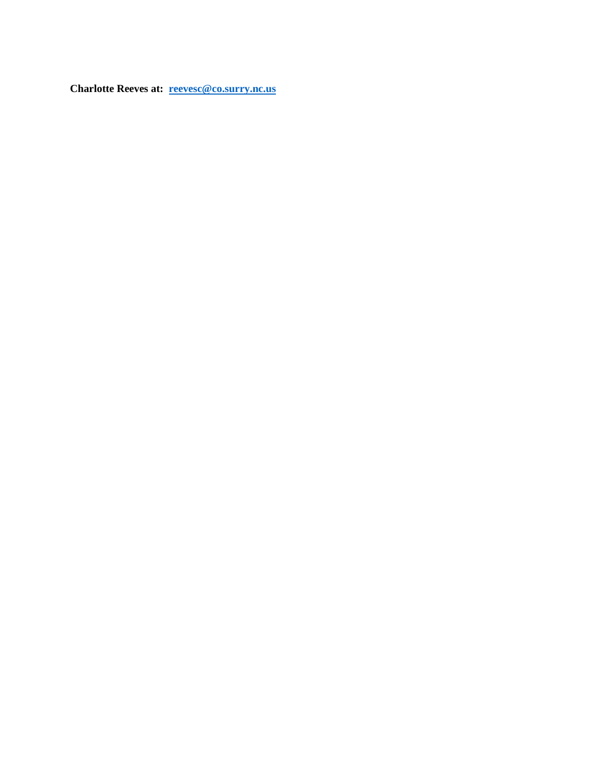**Charlotte Reeves at:** **[reevesc@co.surry.nc.us](mailto:reevesc@co.surry.nc.us)**